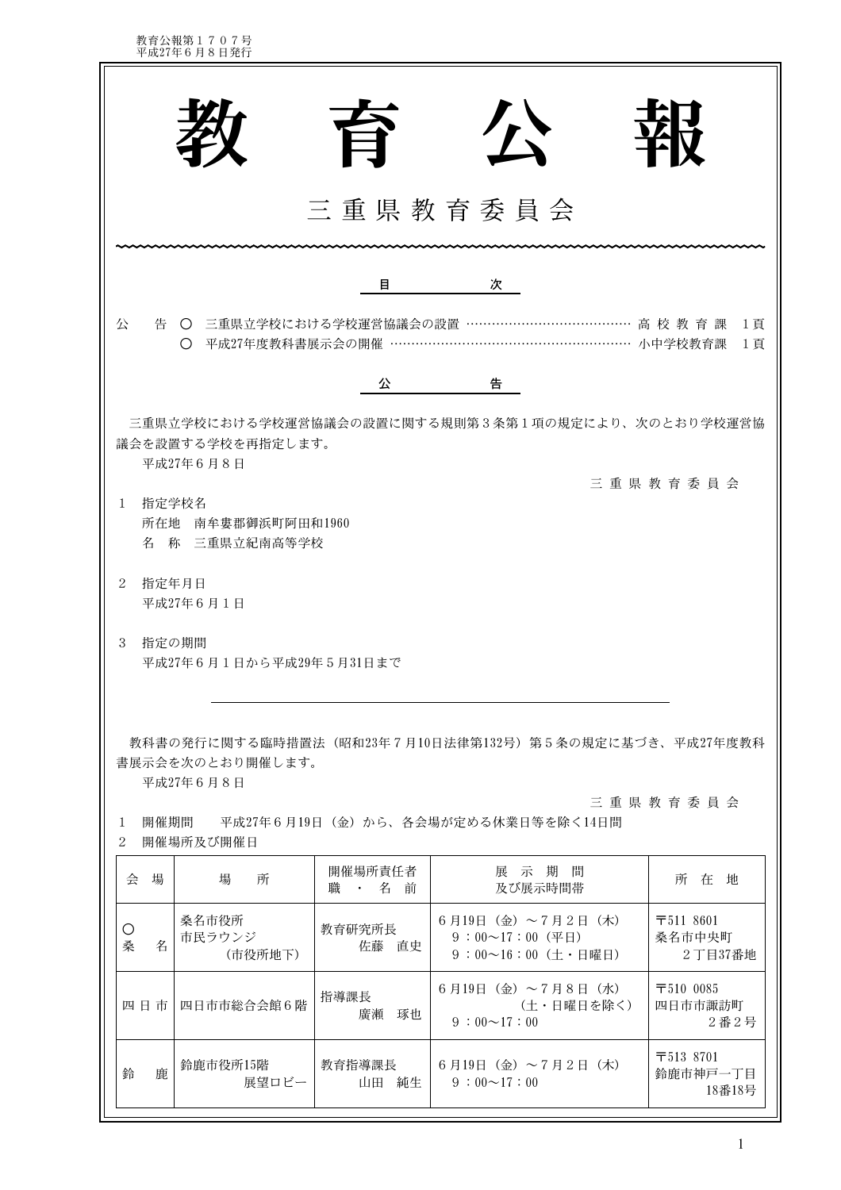# 教 育 公 報

## 三 重 県 教 育 委 員 会

### 目　　　　次

公　　告　○　三重県立学校における学校運営協議会の設置 ………………………………… 高 校 教 育 課　1頁
　　　　　○　平成27年度教科書展示会の開催 …………………………………………………… 小中学校教育課　1頁

### 公　　　　告

三重県立学校における学校運営協議会の設置に関する規則第３条第１項の規定により、次のとおり学校運営協議会を設置する学校を再指定します。

平成27年６月８日

三 重 県 教 育 委 員 会

１　指定学校名
　所在地　南牟婁郡御浜町阿田和1960
　名　称　三重県立紀南高等学校

２　指定年月日
　平成27年６月１日

３　指定の期間
　平成27年６月１日から平成29年５月31日まで

---

教科書の発行に関する臨時措置法（昭和23年７月10日法律第132号）第５条の規定に基づき、平成27年度教科書展示会を次のとおり開催します。

平成27年６月８日

三 重 県 教 育 委 員 会

１　開催期間　　平成27年６月19日（金）から、各会場が定める休業日等を除く14日間

２　開催場所及び開催日

| 会 場 | 場　所 | 開催場所責任者 職・名前 | 展示期間 及び展示時間帯 | 所 在 地 |
|---|---|---|---|---|
| ○ 桑 名 | 桑名市役所 市民ラウンジ （市役所地下） | 教育研究所長 佐藤　直史 | ６月19日（金）～７月２日（木） ９：00～17：00（平日） ９：00～16：00（土・日曜日） | 〒511 8601 桑名市中央町 ２丁目37番地 |
| 四 日 市 | 四日市市総合会館６階 | 指導課長 廣瀬　琢也 | ６月19日（金）～７月８日（水） （土・日曜日を除く） ９：00～17：00 | 〒510 0085 四日市市諏訪町 ２番２号 |
| 鈴　鹿 | 鈴鹿市役所15階 展望ロビー | 教育指導課長 山田　純生 | ６月19日（金）～７月２日（木） ９：00～17：00 | 〒513 8701 鈴鹿市神戸一丁目 18番18号 |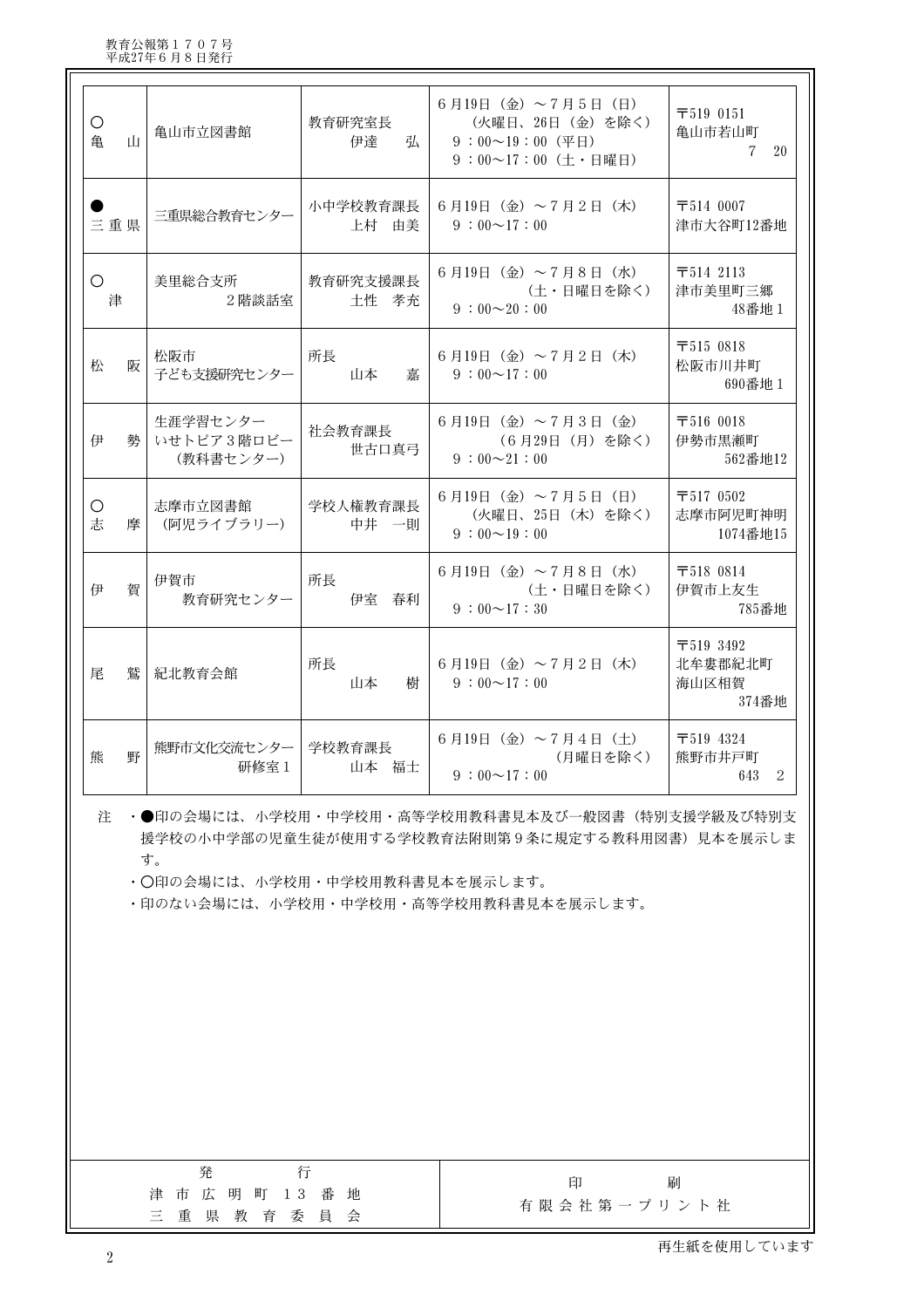| | | | | |
|---|---|---|---|---|
| ○ 亀　山 | 亀山市立図書館 | 教育研究室長 伊達　弘 | ６月19日（金）～７月５日（日）（火曜日、26日（金）を除く）９：00～19：00（平日）９：00～17：00（土・日曜日） | 〒519 0151 亀山市若山町 7　20 |
| ● 三重県 | 三重県総合教育センター | 小中学校教育課長 上村　由美 | ６月19日（金）～７月２日（木）９：00～17：00 | 〒514 0007 津市大谷町12番地 |
| ○ 津 | 美里総合支所 ２階談話室 | 教育研究支援課長 土性　孝充 | ６月19日（金）～７月８日（水）（土・日曜日を除く）９：00～20：00 | 〒514 2113 津市美里町三郷 48番地１ |
| 松　阪 | 松阪市 子ども支援研究センター | 所長 山本　嘉 | ６月19日（金）～７月２日（木）９：00～17：00 | 〒515 0818 松阪市川井町 690番地１ |
| 伊　勢 | 生涯学習センター いせトピア３階ロビー（教科書センター） | 社会教育課長 世古口真弓 | ６月19日（金）～７月３日（金）（６月29日（月）を除く）９：00～21：00 | 〒516 0018 伊勢市黒瀬町 562番地12 |
| ○ 志　摩 | 志摩市立図書館（阿児ライブラリー） | 学校人権教育課長 中井　一則 | ６月19日（金）～７月５日（日）（火曜日、25日（木）を除く）９：00～19：00 | 〒517 0502 志摩市阿児町神明 1074番地15 |
| 伊　賀 | 伊賀市 教育研究センター | 所長 伊室　春利 | ６月19日（金）～７月８日（水）（土・日曜日を除く）９：00～17：30 | 〒518 0814 伊賀市上友生 785番地 |
| 尾　鷲 | 紀北教育会館 | 所長 山本　樹 | ６月19日（金）～７月２日（木）９：00～17：00 | 〒519 3492 北牟婁郡紀北町 海山区相賀 374番地 |
| 熊　野 | 熊野市文化交流センター 研修室１ | 学校教育課長 山本　福士 | ６月19日（金）～７月４日（土）（月曜日を除く）９：00～17：00 | 〒519 4324 熊野市井戸町 643　2 |

注
・●印の会場には、小学校用・中学校用・高等学校用教科書見本及び一般図書（特別支援学級及び特別支援学校の小中学部の児童生徒が使用する学校教育法附則第９条に規定する教科用図書）見本を展示します。
・○印の会場には、小学校用・中学校用教科書見本を展示します。
・印のない会場には、小学校用・中学校用・高等学校用教科書見本を展示します。

| 発　　行 | 印　　刷 |
|---|---|
| 津市広明町13番地 三重県教育委員会 | 有限会社第一プリント社 |

再生紙を使用しています